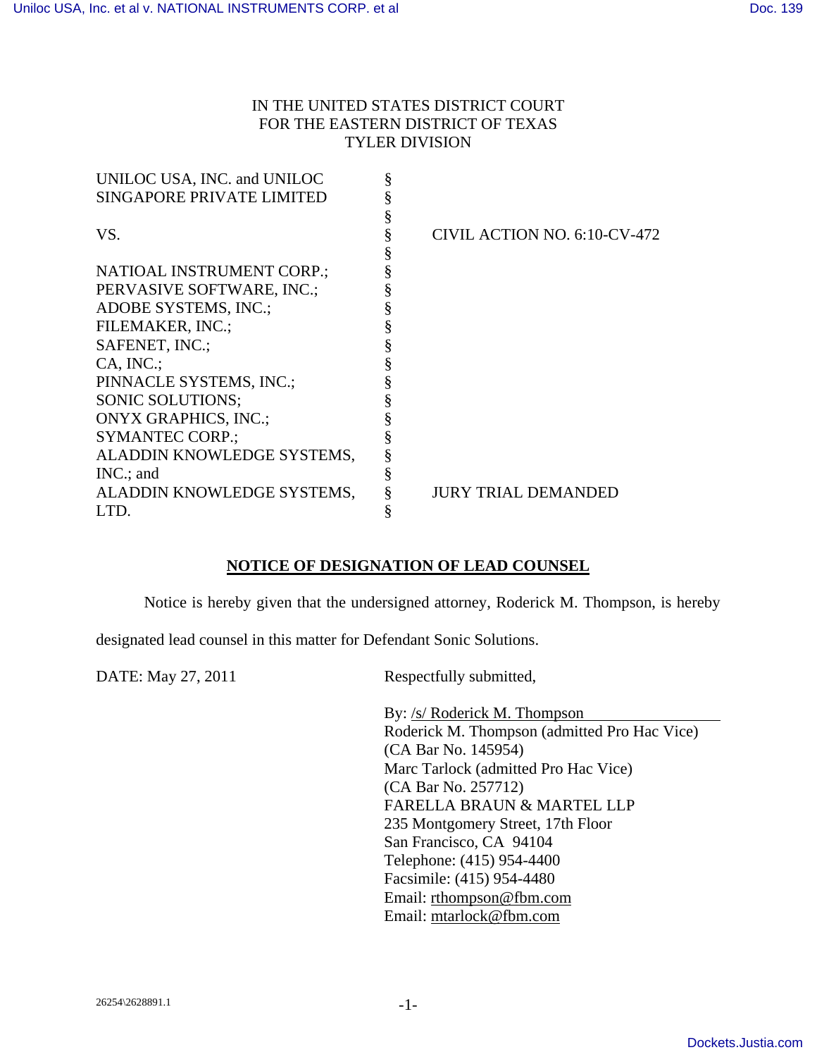IN THE UNITED STATES DISTRICT COURT
FOR THE EASTERN DISTRICT OF TEXAS
TYLER DIVISION

| | | |
|---|---|---|
| UNILOC USA, INC. and UNILOC SINGAPORE PRIVATE LIMITED | § | |
| VS. | § | CIVIL ACTION NO. 6:10-CV-472 |
| NATIOAL INSTRUMENT CORP.; PERVASIVE SOFTWARE, INC.; ADOBE SYSTEMS, INC.; FILEMAKER, INC.; SAFENET, INC.; CA, INC.; PINNACLE SYSTEMS, INC.; SONIC SOLUTIONS; ONYX GRAPHICS, INC.; SYMANTEC CORP.; ALADDIN KNOWLEDGE SYSTEMS, INC.; and ALADDIN KNOWLEDGE SYSTEMS, LTD. | § | JURY TRIAL DEMANDED |

**NOTICE OF DESIGNATION OF LEAD COUNSEL**

Notice is hereby given that the undersigned attorney, Roderick M. Thompson, is hereby designated lead counsel in this matter for Defendant Sonic Solutions.

DATE: May 27, 2011

Respectfully submitted,

By: /s/ Roderick M. Thompson
Roderick M. Thompson (admitted Pro Hac Vice)
(CA Bar No. 145954)
Marc Tarlock (admitted Pro Hac Vice)
(CA Bar No. 257712)
FARELLA BRAUN & MARTEL LLP
235 Montgomery Street, 17th Floor
San Francisco, CA 94104
Telephone: (415) 954-4400
Facsimile: (415) 954-4480
Email: rthompson@fbm.com
Email: mtarlock@fbm.com

26254\2628891.1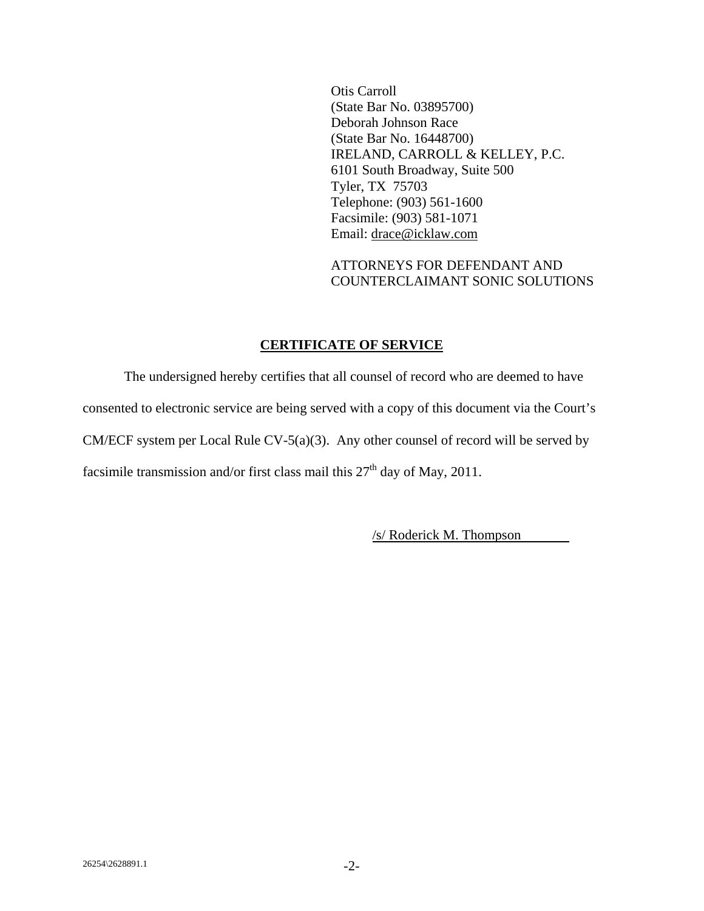Otis Carroll
(State Bar No. 03895700)
Deborah Johnson Race
(State Bar No. 16448700)
IRELAND, CARROLL & KELLEY, P.C.
6101 South Broadway, Suite 500
Tyler, TX 75703
Telephone: (903) 561-1600
Facsimile: (903) 581-1071
Email: drace@icklaw.com

ATTORNEYS FOR DEFENDANT AND COUNTERCLAIMANT SONIC SOLUTIONS

## CERTIFICATE OF SERVICE

The undersigned hereby certifies that all counsel of record who are deemed to have consented to electronic service are being served with a copy of this document via the Court's CM/ECF system per Local Rule CV-5(a)(3). Any other counsel of record will be served by facsimile transmission and/or first class mail this 27th day of May, 2011.

/s/ Roderick M. Thompson

26254\2628891.1